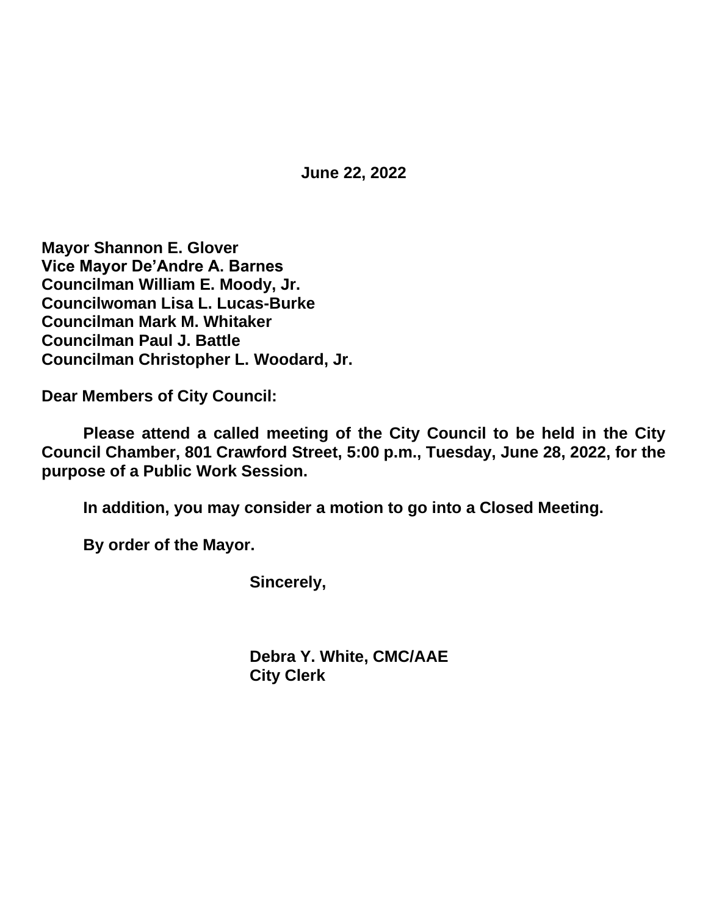**June 22, 2022**

**Mayor Shannon E. Glover**
**Vice Mayor De'Andre A. Barnes**
**Councilman William E. Moody, Jr.**
**Councilwoman Lisa L. Lucas-Burke**
**Councilman Mark M. Whitaker**
**Councilman Paul J. Battle**
**Councilman Christopher L. Woodard, Jr.**

**Dear Members of City Council:**

**Please attend a called meeting of the City Council to be held in the City Council Chamber, 801 Crawford Street, 5:00 p.m., Tuesday, June 28, 2022, for the purpose of a Public Work Session.**

**In addition, you may consider a motion to go into a Closed Meeting.**

**By order of the Mayor.**

**Sincerely,**

**Debra Y. White, CMC/AAE**
**City Clerk**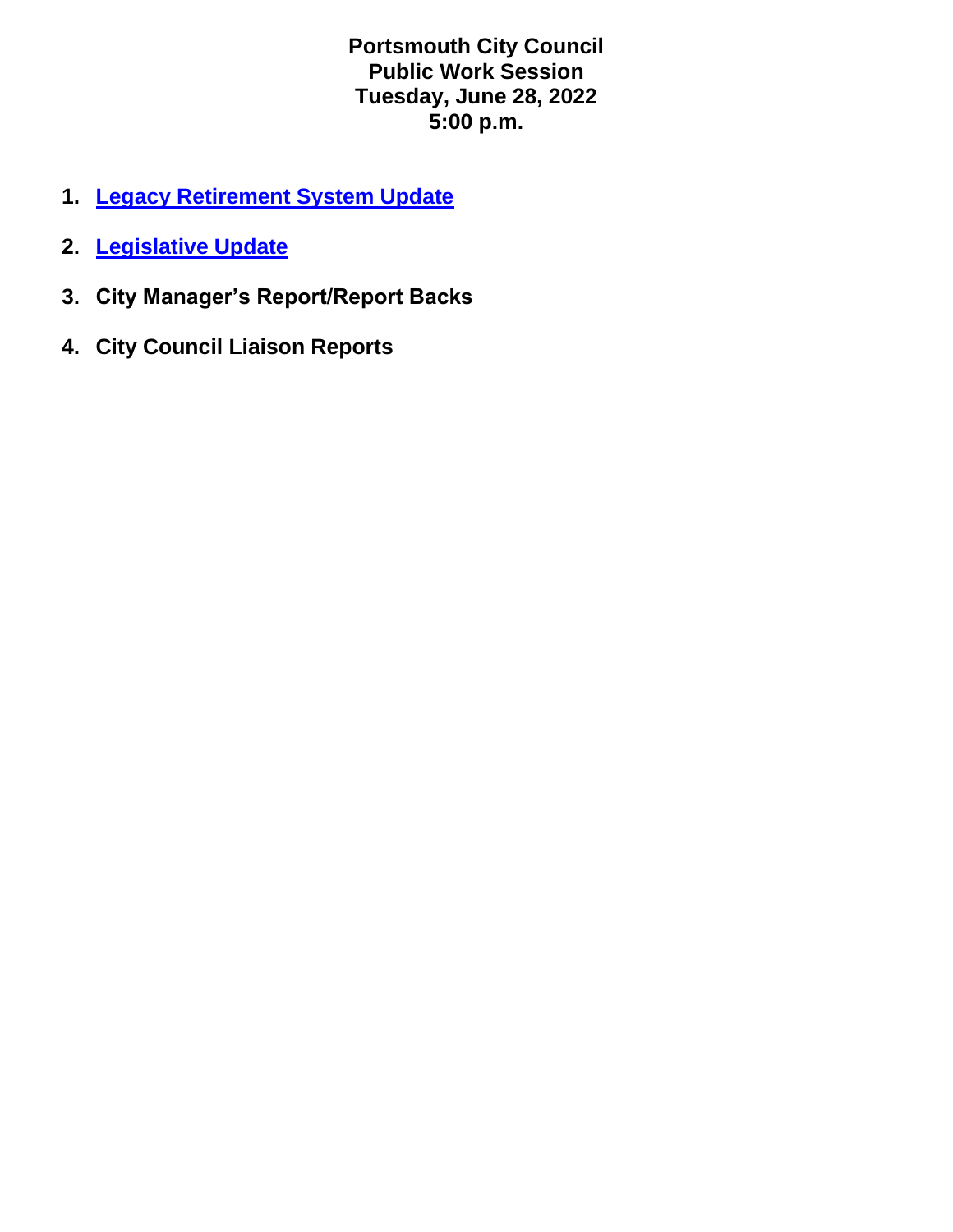# Portsmouth City Council
## Public Work Session
## Tuesday, June 28, 2022
## 5:00 p.m.

1. **Legacy Retirement System Update**
2. **Legislative Update**
3. **City Manager's Report/Report Backs**
4. **City Council Liaison Reports**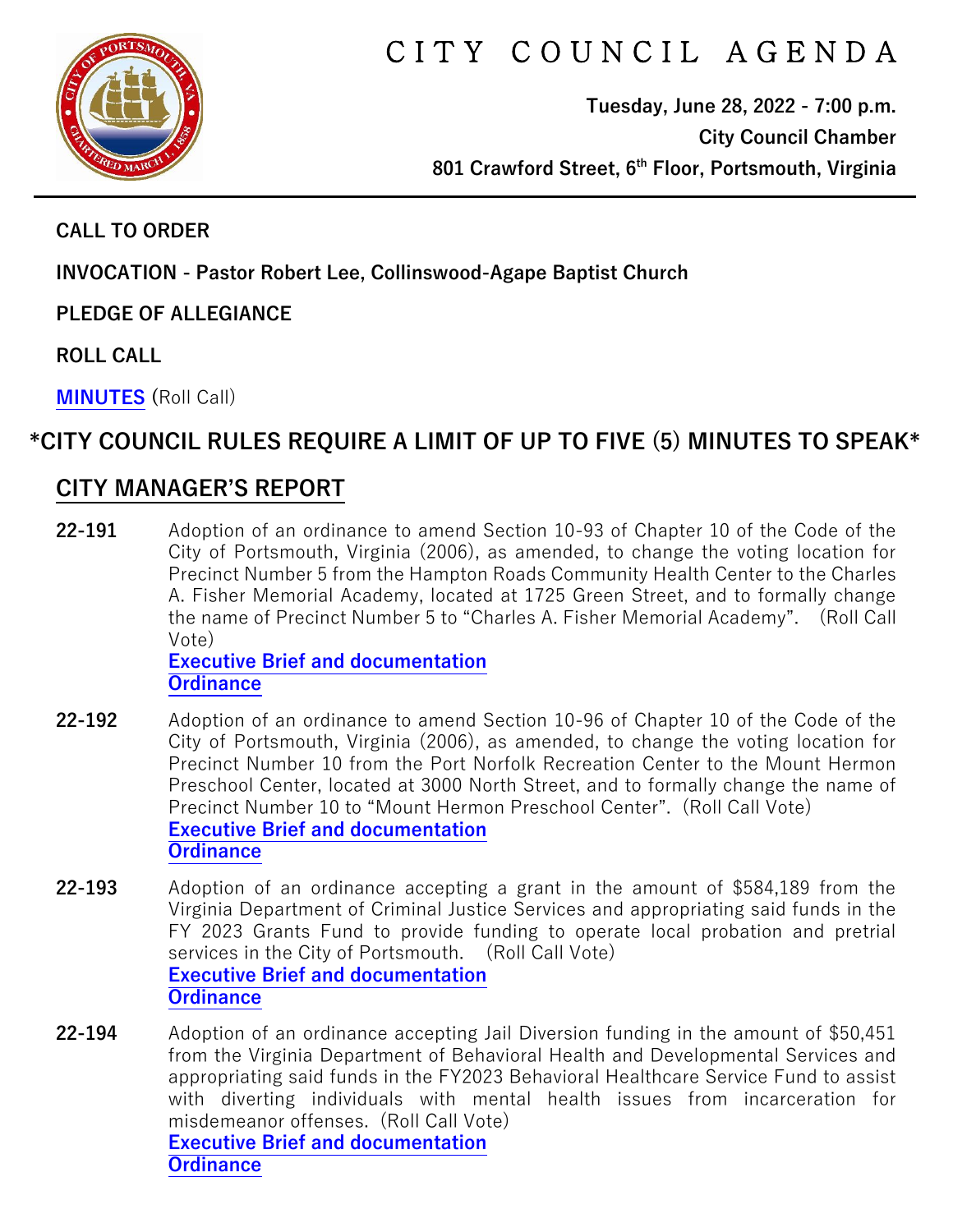# CITY COUNCIL AGENDA

**Tuesday, June 28, 2022 - 7:00 p.m.**
**City Council Chamber**
**801 Crawford Street, 6th Floor, Portsmouth, Virginia**

**CALL TO ORDER**

**INVOCATION - Pastor Robert Lee, Collinswood-Agape Baptist Church**

**PLEDGE OF ALLEGIANCE**

**ROLL CALL**

**MINUTES** (Roll Call)

## *CITY COUNCIL RULES REQUIRE A LIMIT OF UP TO FIVE (5) MINUTES TO SPEAK*

## CITY MANAGER'S REPORT

**22-191** Adoption of an ordinance to amend Section 10-93 of Chapter 10 of the Code of the City of Portsmouth, Virginia (2006), as amended, to change the voting location for Precinct Number 5 from the Hampton Roads Community Health Center to the Charles A. Fisher Memorial Academy, located at 1725 Green Street, and to formally change the name of Precinct Number 5 to "Charles A. Fisher Memorial Academy". (Roll Call Vote)
**Executive Brief and documentation**
**Ordinance**

**22-192** Adoption of an ordinance to amend Section 10-96 of Chapter 10 of the Code of the City of Portsmouth, Virginia (2006), as amended, to change the voting location for Precinct Number 10 from the Port Norfolk Recreation Center to the Mount Hermon Preschool Center, located at 3000 North Street, and to formally change the name of Precinct Number 10 to "Mount Hermon Preschool Center". (Roll Call Vote)
**Executive Brief and documentation**
**Ordinance**

**22-193** Adoption of an ordinance accepting a grant in the amount of $584,189 from the Virginia Department of Criminal Justice Services and appropriating said funds in the FY 2023 Grants Fund to provide funding to operate local probation and pretrial services in the City of Portsmouth. (Roll Call Vote)
**Executive Brief and documentation**
**Ordinance**

**22-194** Adoption of an ordinance accepting Jail Diversion funding in the amount of $50,451 from the Virginia Department of Behavioral Health and Developmental Services and appropriating said funds in the FY2023 Behavioral Healthcare Service Fund to assist with diverting individuals with mental health issues from incarceration for misdemeanor offenses. (Roll Call Vote)
**Executive Brief and documentation**
**Ordinance**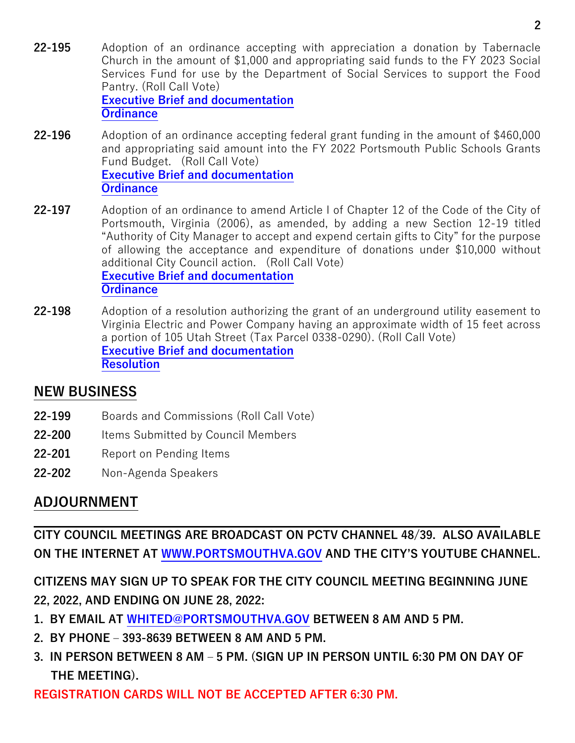**22-195** Adoption of an ordinance accepting with appreciation a donation by Tabernacle Church in the amount of $1,000 and appropriating said funds to the FY 2023 Social Services Fund for use by the Department of Social Services to support the Food Pantry. (Roll Call Vote)
**Executive Brief and documentation**
**Ordinance**

**22-196** Adoption of an ordinance accepting federal grant funding in the amount of $460,000 and appropriating said amount into the FY 2022 Portsmouth Public Schools Grants Fund Budget. (Roll Call Vote)
**Executive Brief and documentation**
**Ordinance**

**22-197** Adoption of an ordinance to amend Article I of Chapter 12 of the Code of the City of Portsmouth, Virginia (2006), as amended, by adding a new Section 12-19 titled "Authority of City Manager to accept and expend certain gifts to City" for the purpose of allowing the acceptance and expenditure of donations under $10,000 without additional City Council action. (Roll Call Vote)
**Executive Brief and documentation**
**Ordinance**

**22-198** Adoption of a resolution authorizing the grant of an underground utility easement to Virginia Electric and Power Company having an approximate width of 15 feet across a portion of 105 Utah Street (Tax Parcel 0338-0290). (Roll Call Vote)
**Executive Brief and documentation**
**Resolution**

## NEW BUSINESS

**22-199** Boards and Commissions (Roll Call Vote)

**22-200** Items Submitted by Council Members

**22-201** Report on Pending Items

**22-202** Non-Agenda Speakers

## ADJOURNMENT

---

**CITY COUNCIL MEETINGS ARE BROADCAST ON PCTV CHANNEL 48/39. ALSO AVAILABLE ON THE INTERNET AT WWW.PORTSMOUTHVA.GOV AND THE CITY'S YOUTUBE CHANNEL.**

**CITIZENS MAY SIGN UP TO SPEAK FOR THE CITY COUNCIL MEETING BEGINNING JUNE 22, 2022, AND ENDING ON JUNE 28, 2022:**

1. **BY EMAIL AT WHITED@PORTSMOUTHVA.GOV BETWEEN 8 AM AND 5 PM.**
2. **BY PHONE – 393-8639 BETWEEN 8 AM AND 5 PM.**
3. **IN PERSON BETWEEN 8 AM – 5 PM. (SIGN UP IN PERSON UNTIL 6:30 PM ON DAY OF THE MEETING).**

**REGISTRATION CARDS WILL NOT BE ACCEPTED AFTER 6:30 PM.**